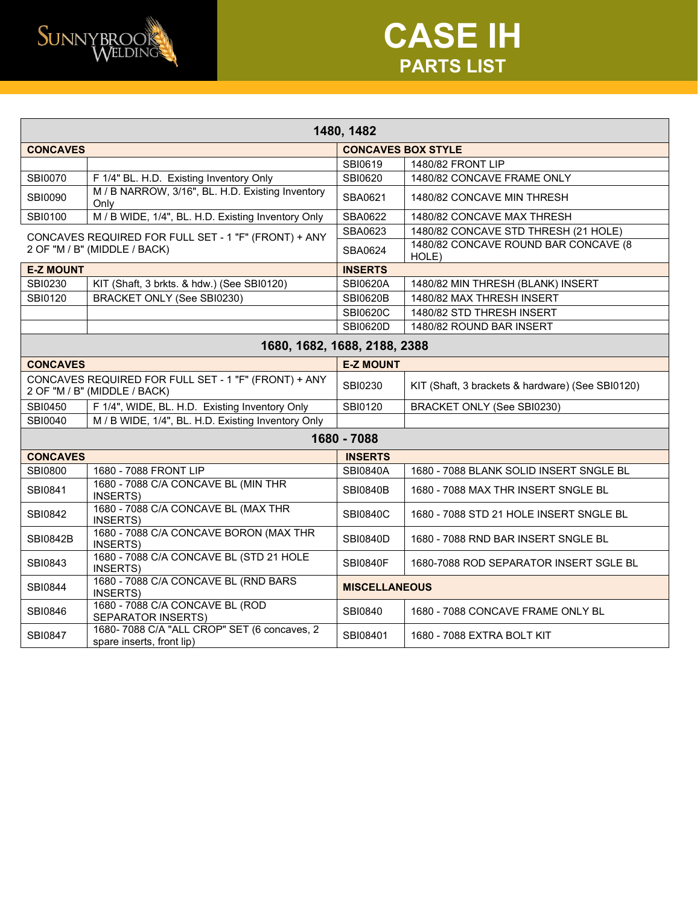# CASE IH

## PARTS LIST

| 1480, 1482 | | | |
|---|---|---|---|
| **CONCAVES** | | **CONCAVES BOX STYLE** | |
| | | SBI0619 | 1480/82 FRONT LIP |
| SBI0070 | F 1/4" BL. H.D. Existing Inventory Only | SBI0620 | 1480/82 CONCAVE FRAME ONLY |
| SBI0090 | M / B NARROW, 3/16", BL. H.D. Existing Inventory Only | SBA0621 | 1480/82 CONCAVE MIN THRESH |
| SBI0100 | M / B WIDE, 1/4", BL. H.D. Existing Inventory Only | SBA0622 | 1480/82 CONCAVE MAX THRESH |
| CONCAVES REQUIRED FOR FULL SET - 1 "F" (FRONT) + ANY 2 OF "M / B" (MIDDLE / BACK) | | SBA0623 | 1480/82 CONCAVE STD THRESH (21 HOLE) |
| | | SBA0624 | 1480/82 CONCAVE ROUND BAR CONCAVE (8 HOLE) |
| **E-Z MOUNT** | | **INSERTS** | |
| SBI0230 | KIT (Shaft, 3 brkts. & hdw.) (See SBI0120) | SBI0620A | 1480/82 MIN THRESH (BLANK) INSERT |
| SBI0120 | BRACKET ONLY (See SBI0230) | SBI0620B | 1480/82 MAX THRESH INSERT |
| | | SBI0620C | 1480/82 STD THRESH INSERT |
| | | SBI0620D | 1480/82 ROUND BAR INSERT |

| 1680, 1682, 1688, 2188, 2388 | | | |
|---|---|---|---|
| **CONCAVES** | | **E-Z MOUNT** | |
| CONCAVES REQUIRED FOR FULL SET - 1 "F" (FRONT) + ANY 2 OF "M / B" (MIDDLE / BACK) | | SBI0230 | KIT (Shaft, 3 brackets & hardware) (See SBI0120) |
| SBI0450 | F 1/4", WIDE, BL. H.D. Existing Inventory Only | SBI0120 | BRACKET ONLY (See SBI0230) |
| SBI0040 | M / B WIDE, 1/4", BL. H.D. Existing Inventory Only | | |

| 1680 - 7088 | | | |
|---|---|---|---|
| **CONCAVES** | | **INSERTS** | |
| SBI0800 | 1680 - 7088 FRONT LIP | SBI0840A | 1680 - 7088 BLANK SOLID INSERT SNGLE BL |
| SBI0841 | 1680 - 7088 C/A CONCAVE BL (MIN THR INSERTS) | SBI0840B | 1680 - 7088 MAX THR INSERT SNGLE BL |
| SBI0842 | 1680 - 7088 C/A CONCAVE BL (MAX THR INSERTS) | SBI0840C | 1680 - 7088 STD 21 HOLE INSERT SNGLE BL |
| SBI0842B | 1680 - 7088 C/A CONCAVE BORON (MAX THR INSERTS) | SBI0840D | 1680 - 7088 RND BAR INSERT SNGLE BL |
| SBI0843 | 1680 - 7088 C/A CONCAVE BL (STD 21 HOLE INSERTS) | SBI0840F | 1680-7088 ROD SEPARATOR INSERT SGLE BL |
| SBI0844 | 1680 - 7088 C/A CONCAVE BL (RND BARS INSERTS) | **MISCELLANEOUS** | |
| SBI0846 | 1680 - 7088 C/A CONCAVE BL (ROD SEPARATOR INSERTS) | SBI0840 | 1680 - 7088 CONCAVE FRAME ONLY BL |
| SBI0847 | 1680- 7088 C/A "ALL CROP" SET (6 concaves, 2 spare inserts, front lip) | SBI08401 | 1680 - 7088 EXTRA BOLT KIT |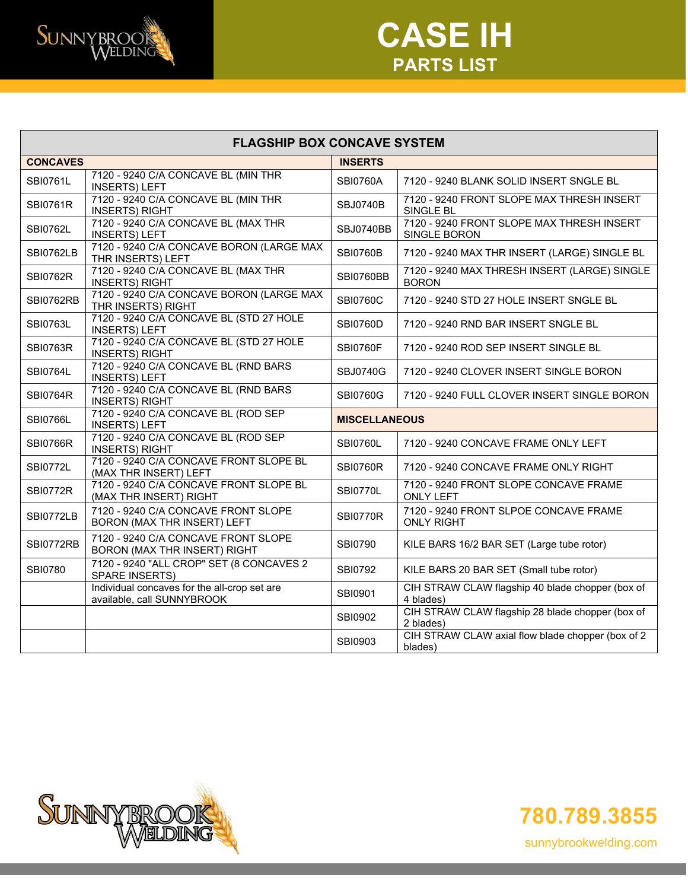# CASE IH

## PARTS LIST

| FLAGSHIP BOX CONCAVE SYSTEM | | | |
|---|---|---|---|
| **CONCAVES** | | **INSERTS** | |
| SBI0761L | 7120 - 9240 C/A CONCAVE BL (MIN THR INSERTS) LEFT | SBI0760A | 7120 - 9240 BLANK SOLID INSERT SNGLE BL |
| SBI0761R | 7120 - 9240 C/A CONCAVE BL (MIN THR INSERTS) RIGHT | SBJ0740B | 7120 - 9240 FRONT SLOPE MAX THRESH INSERT SINGLE BL |
| SBI0762L | 7120 - 9240 C/A CONCAVE BL (MAX THR INSERTS) LEFT | SBJ0740BB | 7120 - 9240 FRONT SLOPE MAX THRESH INSERT SINGLE BORON |
| SBI0762LB | 7120 - 9240 C/A CONCAVE BORON (LARGE MAX THR INSERTS) LEFT | SBI0760B | 7120 - 9240 MAX THR INSERT (LARGE) SINGLE BL |
| SBI0762R | 7120 - 9240 C/A CONCAVE BL (MAX THR INSERTS) RIGHT | SBI0760BB | 7120 - 9240 MAX THRESH INSERT (LARGE) SINGLE BORON |
| SBI0762RB | 7120 - 9240 C/A CONCAVE BORON (LARGE MAX THR INSERTS) RIGHT | SBI0760C | 7120 - 9240 STD 27 HOLE INSERT SNGLE BL |
| SBI0763L | 7120 - 9240 C/A CONCAVE BL (STD 27 HOLE INSERTS) LEFT | SBI0760D | 7120 - 9240 RND BAR INSERT SNGLE BL |
| SBI0763R | 7120 - 9240 C/A CONCAVE BL (STD 27 HOLE INSERTS) RIGHT | SBI0760F | 7120 - 9240 ROD SEP INSERT SINGLE BL |
| SBI0764L | 7120 - 9240 C/A CONCAVE BL (RND BARS INSERTS) LEFT | SBJ0740G | 7120 - 9240 CLOVER INSERT SINGLE BORON |
| SBI0764R | 7120 - 9240 C/A CONCAVE BL (RND BARS INSERTS) RIGHT | SBI0760G | 7120 - 9240 FULL CLOVER INSERT SINGLE BORON |
| SBI0766L | 7120 - 9240 C/A CONCAVE BL (ROD SEP INSERTS) LEFT | **MISCELLANEOUS** | |
| SBI0766R | 7120 - 9240 C/A CONCAVE BL (ROD SEP INSERTS) RIGHT | SBI0760L | 7120 - 9240 CONCAVE FRAME ONLY LEFT |
| SBI0772L | 7120 - 9240 C/A CONCAVE FRONT SLOPE BL (MAX THR INSERT) LEFT | SBI0760R | 7120 - 9240 CONCAVE FRAME ONLY RIGHT |
| SBI0772R | 7120 - 9240 C/A CONCAVE FRONT SLOPE BL (MAX THR INSERT) RIGHT | SBI0770L | 7120 - 9240 FRONT SLOPE CONCAVE FRAME ONLY LEFT |
| SBI0772LB | 7120 - 9240 C/A CONCAVE FRONT SLOPE BORON (MAX THR INSERT) LEFT | SBI0770R | 7120 - 9240 FRONT SLPOE CONCAVE FRAME ONLY RIGHT |
| SBI0772RB | 7120 - 9240 C/A CONCAVE FRONT SLOPE BORON (MAX THR INSERT) RIGHT | SBI0790 | KILE BARS 16/2 BAR SET (Large tube rotor) |
| SBI0780 | 7120 - 9240 "ALL CROP" SET (8 CONCAVES 2 SPARE INSERTS) | SBI0792 | KILE BARS 20 BAR SET (Small tube rotor) |
| | Individual concaves for the all-crop set are available, call SUNNYBROOK | SBI0901 | CIH STRAW CLAW flagship 40 blade chopper (box of 4 blades) |
| | | SBI0902 | CIH STRAW CLAW flagship 28 blade chopper (box of 2 blades) |
| | | SBI0903 | CIH STRAW CLAW axial flow blade chopper (box of 2 blades) |

**780.789.3855**

sunnybrookwelding.com